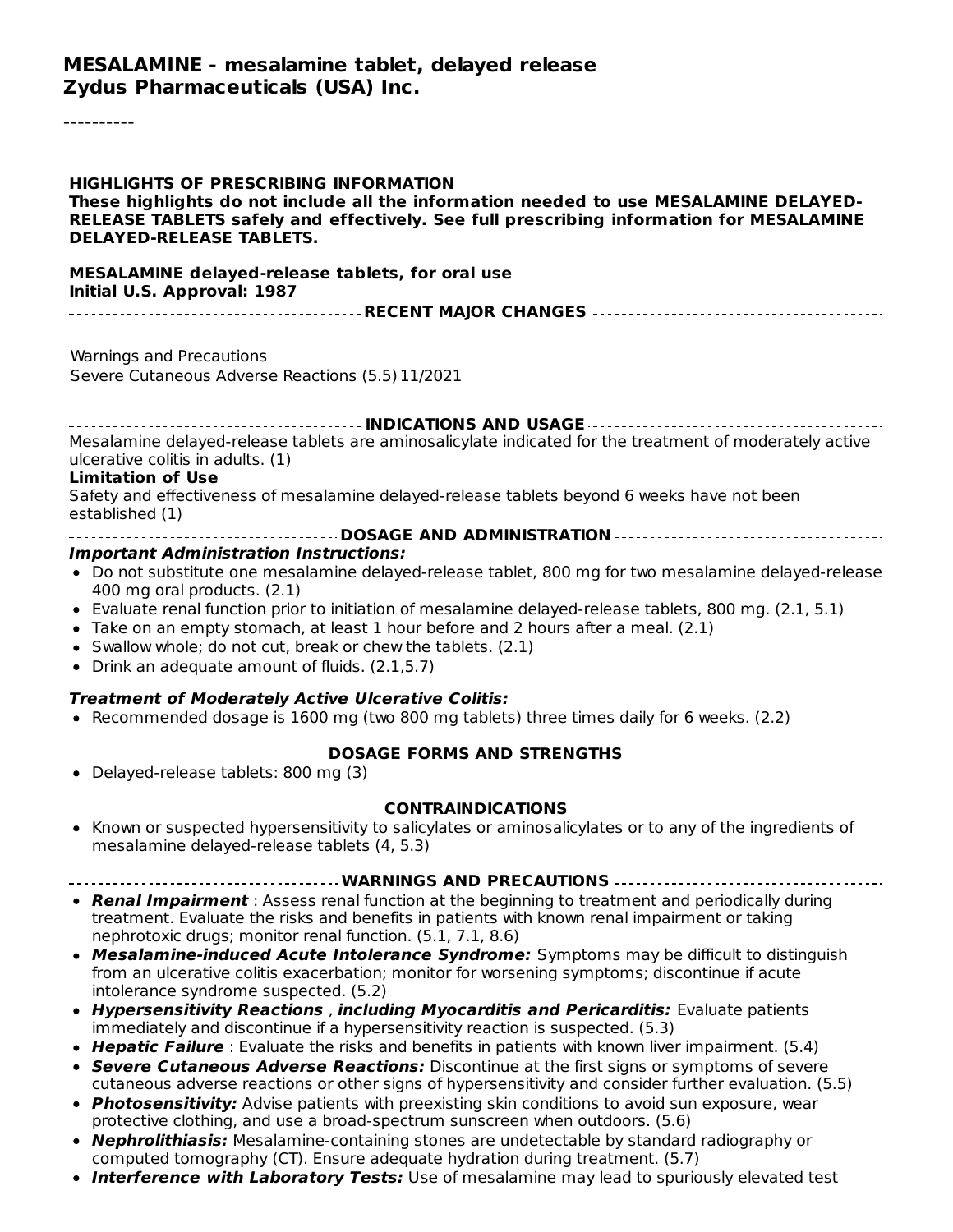# MESALAMINE - mesalamine tablet, delayed release
# Zydus Pharmaceuticals (USA) Inc.

----------

**HIGHLIGHTS OF PRESCRIBING INFORMATION**
**These highlights do not include all the information needed to use MESALAMINE DELAYED-RELEASE TABLETS safely and effectively. See full prescribing information for MESALAMINE DELAYED-RELEASE TABLETS.**

**MESALAMINE delayed-release tablets, for oral use**
**Initial U.S. Approval: 1987**

### RECENT MAJOR CHANGES

Warnings and Precautions
Severe Cutaneous Adverse Reactions (5.5) 11/2021

### INDICATIONS AND USAGE

Mesalamine delayed-release tablets are aminosalicylate indicated for the treatment of moderately active ulcerative colitis in adults. (1)

**Limitation of Use**

Safety and effectiveness of mesalamine delayed-release tablets beyond 6 weeks have not been established (1)

### DOSAGE AND ADMINISTRATION

***Important Administration Instructions:***

- Do not substitute one mesalamine delayed-release tablet, 800 mg for two mesalamine delayed-release 400 mg oral products. (2.1)
- Evaluate renal function prior to initiation of mesalamine delayed-release tablets, 800 mg. (2.1, 5.1)
- Take on an empty stomach, at least 1 hour before and 2 hours after a meal. (2.1)
- Swallow whole; do not cut, break or chew the tablets. (2.1)
- Drink an adequate amount of fluids. (2.1,5.7)

***Treatment of Moderately Active Ulcerative Colitis:***

- Recommended dosage is 1600 mg (two 800 mg tablets) three times daily for 6 weeks. (2.2)

### DOSAGE FORMS AND STRENGTHS

- Delayed-release tablets: 800 mg (3)

### CONTRAINDICATIONS

- Known or suspected hypersensitivity to salicylates or aminosalicylates or to any of the ingredients of mesalamine delayed-release tablets (4, 5.3)

### WARNINGS AND PRECAUTIONS

- ***Renal Impairment*** : Assess renal function at the beginning to treatment and periodically during treatment. Evaluate the risks and benefits in patients with known renal impairment or taking nephrotoxic drugs; monitor renal function. (5.1, 7.1, 8.6)
- ***Mesalamine-induced Acute Intolerance Syndrome:*** Symptoms may be difficult to distinguish from an ulcerative colitis exacerbation; monitor for worsening symptoms; discontinue if acute intolerance syndrome suspected. (5.2)
- ***Hypersensitivity Reactions*** , ***including Myocarditis and Pericarditis:*** Evaluate patients immediately and discontinue if a hypersensitivity reaction is suspected. (5.3)
- ***Hepatic Failure*** : Evaluate the risks and benefits in patients with known liver impairment. (5.4)
- ***Severe Cutaneous Adverse Reactions:*** Discontinue at the first signs or symptoms of severe cutaneous adverse reactions or other signs of hypersensitivity and consider further evaluation. (5.5)
- ***Photosensitivity:*** Advise patients with preexisting skin conditions to avoid sun exposure, wear protective clothing, and use a broad-spectrum sunscreen when outdoors. (5.6)
- ***Nephrolithiasis:*** Mesalamine-containing stones are undetectable by standard radiography or computed tomography (CT). Ensure adequate hydration during treatment. (5.7)
- ***Interference with Laboratory Tests:*** Use of mesalamine may lead to spuriously elevated test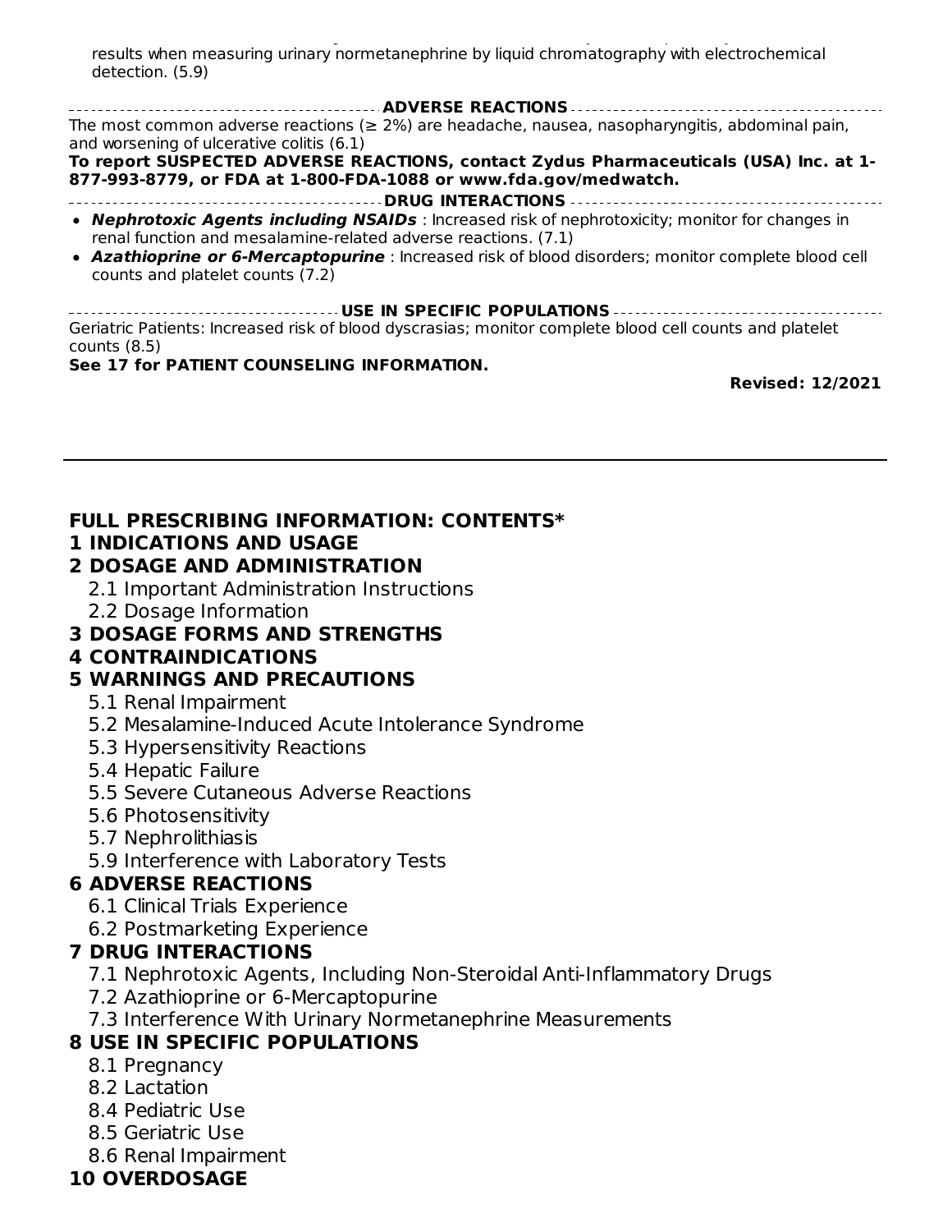results when measuring urinary normetanephrine by liquid chromatography with electrochemical detection. (5.9)

## ADVERSE REACTIONS

The most common adverse reactions (≥ 2%) are headache, nausea, nasopharyngitis, abdominal pain, and worsening of ulcerative colitis (6.1)

**To report SUSPECTED ADVERSE REACTIONS, contact Zydus Pharmaceuticals (USA) Inc. at 1-877-993-8779, or FDA at 1-800-FDA-1088 or www.fda.gov/medwatch.**

## DRUG INTERACTIONS

- ***Nephrotoxic Agents including NSAIDs*** : Increased risk of nephrotoxicity; monitor for changes in renal function and mesalamine-related adverse reactions. (7.1)
- ***Azathioprine or 6-Mercaptopurine*** : Increased risk of blood disorders; monitor complete blood cell counts and platelet counts (7.2)

## USE IN SPECIFIC POPULATIONS

Geriatric Patients: Increased risk of blood dyscrasias; monitor complete blood cell counts and platelet counts (8.5)

**See 17 for PATIENT COUNSELING INFORMATION.**

**Revised: 12/2021**

---

## FULL PRESCRIBING INFORMATION: CONTENTS*

**1 INDICATIONS AND USAGE**

**2 DOSAGE AND ADMINISTRATION**

- 2.1 Important Administration Instructions
- 2.2 Dosage Information

**3 DOSAGE FORMS AND STRENGTHS**

**4 CONTRAINDICATIONS**

**5 WARNINGS AND PRECAUTIONS**

- 5.1 Renal Impairment
- 5.2 Mesalamine-Induced Acute Intolerance Syndrome
- 5.3 Hypersensitivity Reactions
- 5.4 Hepatic Failure
- 5.5 Severe Cutaneous Adverse Reactions
- 5.6 Photosensitivity
- 5.7 Nephrolithiasis
- 5.9 Interference with Laboratory Tests

**6 ADVERSE REACTIONS**

- 6.1 Clinical Trials Experience
- 6.2 Postmarketing Experience

**7 DRUG INTERACTIONS**

- 7.1 Nephrotoxic Agents, Including Non-Steroidal Anti-Inflammatory Drugs
- 7.2 Azathioprine or 6-Mercaptopurine
- 7.3 Interference With Urinary Normetanephrine Measurements

**8 USE IN SPECIFIC POPULATIONS**

- 8.1 Pregnancy
- 8.2 Lactation
- 8.4 Pediatric Use
- 8.5 Geriatric Use
- 8.6 Renal Impairment

**10 OVERDOSAGE**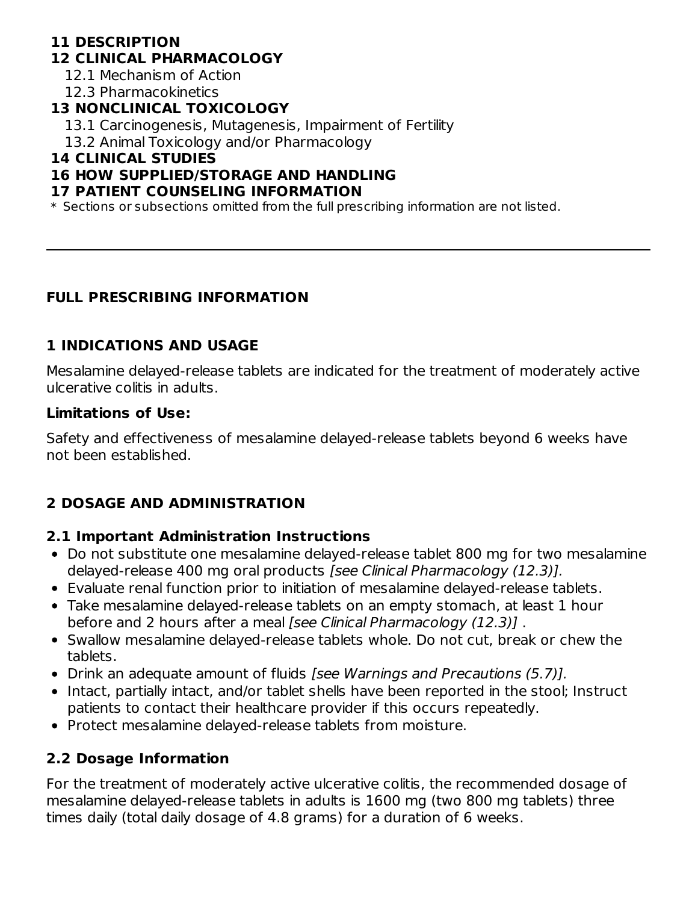**11 DESCRIPTION**

**12 CLINICAL PHARMACOLOGY**

12.1 Mechanism of Action

12.3 Pharmacokinetics

**13 NONCLINICAL TOXICOLOGY**

13.1 Carcinogenesis, Mutagenesis, Impairment of Fertility

13.2 Animal Toxicology and/or Pharmacology

**14 CLINICAL STUDIES**

**16 HOW SUPPLIED/STORAGE AND HANDLING**

**17 PATIENT COUNSELING INFORMATION**

\* Sections or subsections omitted from the full prescribing information are not listed.

---

## FULL PRESCRIBING INFORMATION

## 1 INDICATIONS AND USAGE

Mesalamine delayed-release tablets are indicated for the treatment of moderately active ulcerative colitis in adults.

**Limitations of Use:**

Safety and effectiveness of mesalamine delayed-release tablets beyond 6 weeks have not been established.

## 2 DOSAGE AND ADMINISTRATION

### 2.1 Important Administration Instructions

- Do not substitute one mesalamine delayed-release tablet 800 mg for two mesalamine delayed-release 400 mg oral products *[see Clinical Pharmacology (12.3)].*
- Evaluate renal function prior to initiation of mesalamine delayed-release tablets.
- Take mesalamine delayed-release tablets on an empty stomach, at least 1 hour before and 2 hours after a meal *[see Clinical Pharmacology (12.3)]* .
- Swallow mesalamine delayed-release tablets whole. Do not cut, break or chew the tablets.
- Drink an adequate amount of fluids *[see Warnings and Precautions (5.7)].*
- Intact, partially intact, and/or tablet shells have been reported in the stool; Instruct patients to contact their healthcare provider if this occurs repeatedly.
- Protect mesalamine delayed-release tablets from moisture.

### 2.2 Dosage Information

For the treatment of moderately active ulcerative colitis, the recommended dosage of mesalamine delayed-release tablets in adults is 1600 mg (two 800 mg tablets) three times daily (total daily dosage of 4.8 grams) for a duration of 6 weeks.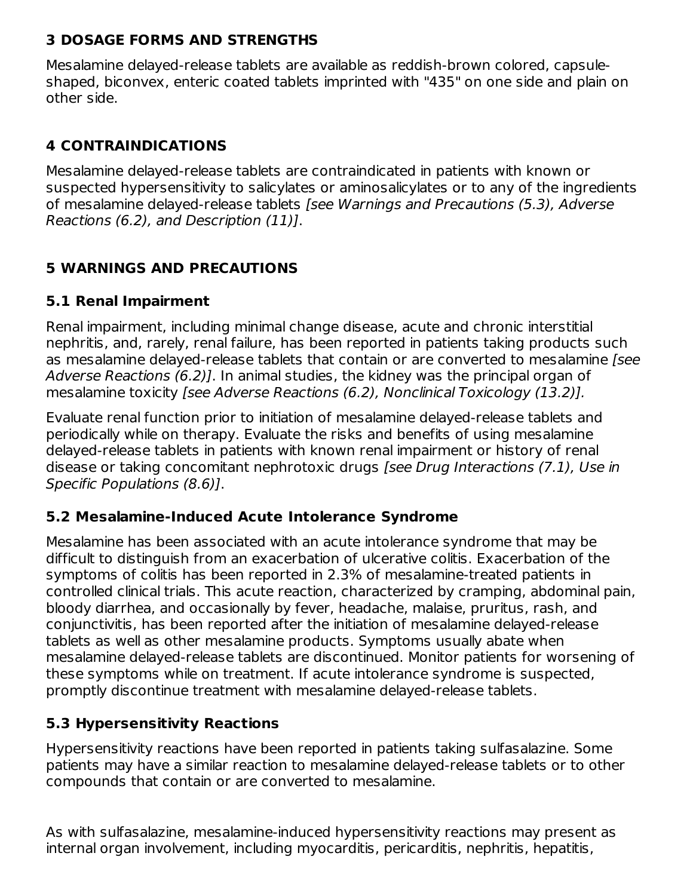## 3 DOSAGE FORMS AND STRENGTHS

Mesalamine delayed-release tablets are available as reddish-brown colored, capsule-shaped, biconvex, enteric coated tablets imprinted with "435" on one side and plain on other side.

## 4 CONTRAINDICATIONS

Mesalamine delayed-release tablets are contraindicated in patients with known or suspected hypersensitivity to salicylates or aminosalicylates or to any of the ingredients of mesalamine delayed-release tablets *[see Warnings and Precautions (5.3), Adverse Reactions (6.2), and Description (11)]*.

## 5 WARNINGS AND PRECAUTIONS

### 5.1 Renal Impairment

Renal impairment, including minimal change disease, acute and chronic interstitial nephritis, and, rarely, renal failure, has been reported in patients taking products such as mesalamine delayed-release tablets that contain or are converted to mesalamine *[see Adverse Reactions (6.2)]*. In animal studies, the kidney was the principal organ of mesalamine toxicity *[see Adverse Reactions (6.2), Nonclinical Toxicology (13.2)].*

Evaluate renal function prior to initiation of mesalamine delayed-release tablets and periodically while on therapy. Evaluate the risks and benefits of using mesalamine delayed-release tablets in patients with known renal impairment or history of renal disease or taking concomitant nephrotoxic drugs *[see Drug Interactions (7.1), Use in Specific Populations (8.6)]*.

### 5.2 Mesalamine-Induced Acute Intolerance Syndrome

Mesalamine has been associated with an acute intolerance syndrome that may be difficult to distinguish from an exacerbation of ulcerative colitis. Exacerbation of the symptoms of colitis has been reported in 2.3% of mesalamine-treated patients in controlled clinical trials. This acute reaction, characterized by cramping, abdominal pain, bloody diarrhea, and occasionally by fever, headache, malaise, pruritus, rash, and conjunctivitis, has been reported after the initiation of mesalamine delayed-release tablets as well as other mesalamine products. Symptoms usually abate when mesalamine delayed-release tablets are discontinued. Monitor patients for worsening of these symptoms while on treatment. If acute intolerance syndrome is suspected, promptly discontinue treatment with mesalamine delayed-release tablets.

### 5.3 Hypersensitivity Reactions

Hypersensitivity reactions have been reported in patients taking sulfasalazine. Some patients may have a similar reaction to mesalamine delayed-release tablets or to other compounds that contain or are converted to mesalamine.

As with sulfasalazine, mesalamine-induced hypersensitivity reactions may present as internal organ involvement, including myocarditis, pericarditis, nephritis, hepatitis,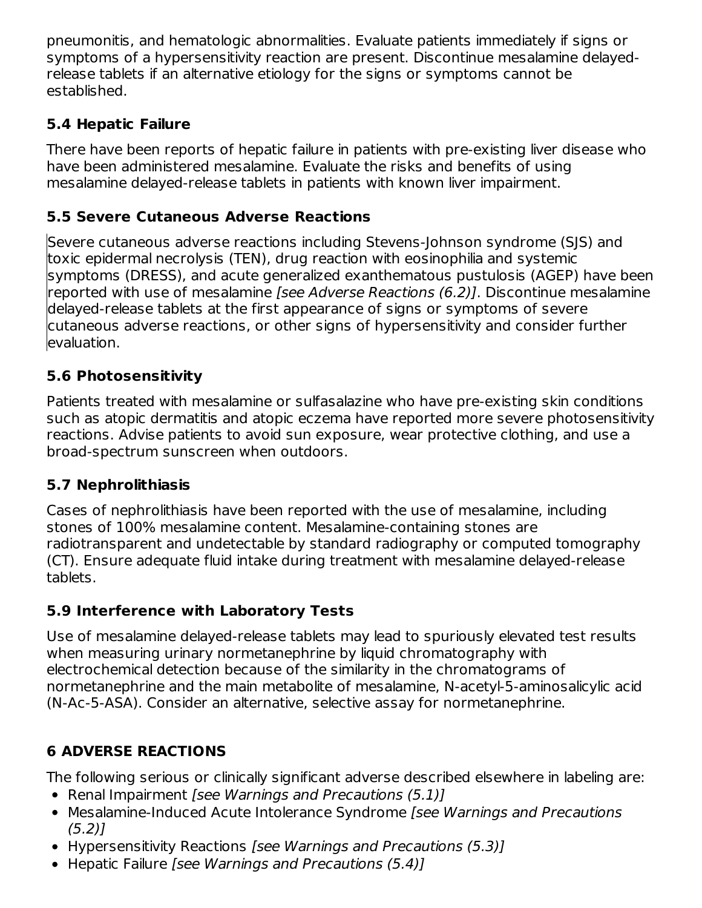pneumonitis, and hematologic abnormalities. Evaluate patients immediately if signs or symptoms of a hypersensitivity reaction are present. Discontinue mesalamine delayed-release tablets if an alternative etiology for the signs or symptoms cannot be established.

### 5.4 Hepatic Failure

There have been reports of hepatic failure in patients with pre-existing liver disease who have been administered mesalamine. Evaluate the risks and benefits of using mesalamine delayed-release tablets in patients with known liver impairment.

### 5.5 Severe Cutaneous Adverse Reactions

Severe cutaneous adverse reactions including Stevens-Johnson syndrome (SJS) and toxic epidermal necrolysis (TEN), drug reaction with eosinophilia and systemic symptoms (DRESS), and acute generalized exanthematous pustulosis (AGEP) have been reported with use of mesalamine *[see Adverse Reactions (6.2)]*. Discontinue mesalamine delayed-release tablets at the first appearance of signs or symptoms of severe cutaneous adverse reactions, or other signs of hypersensitivity and consider further evaluation.

### 5.6 Photosensitivity

Patients treated with mesalamine or sulfasalazine who have pre-existing skin conditions such as atopic dermatitis and atopic eczema have reported more severe photosensitivity reactions. Advise patients to avoid sun exposure, wear protective clothing, and use a broad-spectrum sunscreen when outdoors.

### 5.7 Nephrolithiasis

Cases of nephrolithiasis have been reported with the use of mesalamine, including stones of 100% mesalamine content. Mesalamine-containing stones are radiotransparent and undetectable by standard radiography or computed tomography (CT). Ensure adequate fluid intake during treatment with mesalamine delayed-release tablets.

### 5.9 Interference with Laboratory Tests

Use of mesalamine delayed-release tablets may lead to spuriously elevated test results when measuring urinary normetanephrine by liquid chromatography with electrochemical detection because of the similarity in the chromatograms of normetanephrine and the main metabolite of mesalamine, N-acetyl-5-aminosalicylic acid (N-Ac-5-ASA). Consider an alternative, selective assay for normetanephrine.

## 6 ADVERSE REACTIONS

The following serious or clinically significant adverse described elsewhere in labeling are:

- Renal Impairment *[see Warnings and Precautions (5.1)]*
- Mesalamine-Induced Acute Intolerance Syndrome *[see Warnings and Precautions (5.2)]*
- Hypersensitivity Reactions *[see Warnings and Precautions (5.3)]*
- Hepatic Failure *[see Warnings and Precautions (5.4)]*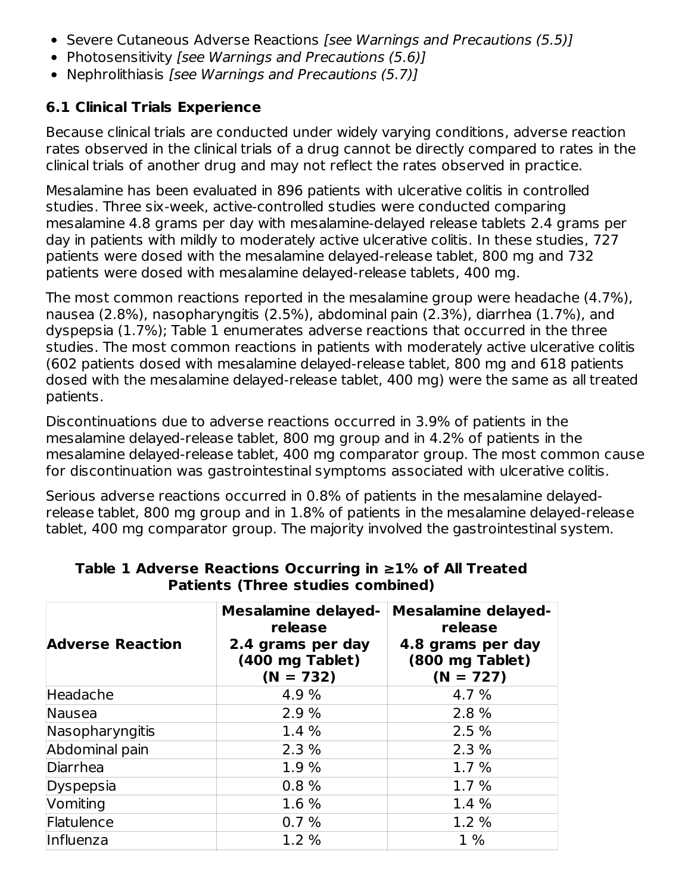- Severe Cutaneous Adverse Reactions *[see Warnings and Precautions (5.5)]*
- Photosensitivity *[see Warnings and Precautions (5.6)]*
- Nephrolithiasis *[see Warnings and Precautions (5.7)]*

### 6.1 Clinical Trials Experience

Because clinical trials are conducted under widely varying conditions, adverse reaction rates observed in the clinical trials of a drug cannot be directly compared to rates in the clinical trials of another drug and may not reflect the rates observed in practice.

Mesalamine has been evaluated in 896 patients with ulcerative colitis in controlled studies. Three six-week, active-controlled studies were conducted comparing mesalamine 4.8 grams per day with mesalamine-delayed release tablets 2.4 grams per day in patients with mildly to moderately active ulcerative colitis. In these studies, 727 patients were dosed with the mesalamine delayed-release tablet, 800 mg and 732 patients were dosed with mesalamine delayed-release tablets, 400 mg.

The most common reactions reported in the mesalamine group were headache (4.7%), nausea (2.8%), nasopharyngitis (2.5%), abdominal pain (2.3%), diarrhea (1.7%), and dyspepsia (1.7%); Table 1 enumerates adverse reactions that occurred in the three studies. The most common reactions in patients with moderately active ulcerative colitis (602 patients dosed with mesalamine delayed-release tablet, 800 mg and 618 patients dosed with the mesalamine delayed-release tablet, 400 mg) were the same as all treated patients.

Discontinuations due to adverse reactions occurred in 3.9% of patients in the mesalamine delayed-release tablet, 800 mg group and in 4.2% of patients in the mesalamine delayed-release tablet, 400 mg comparator group. The most common cause for discontinuation was gastrointestinal symptoms associated with ulcerative colitis.

Serious adverse reactions occurred in 0.8% of patients in the mesalamine delayed-release tablet, 800 mg group and in 1.8% of patients in the mesalamine delayed-release tablet, 400 mg comparator group. The majority involved the gastrointestinal system.

**Table 1 Adverse Reactions Occurring in ≥1% of All Treated Patients (Three studies combined)**

| Adverse Reaction | Mesalamine delayed-release 2.4 grams per day (400 mg Tablet) (N = 732) | Mesalamine delayed-release 4.8 grams per day (800 mg Tablet) (N = 727) |
|---|---|---|
| Headache | 4.9 % | 4.7 % |
| Nausea | 2.9 % | 2.8 % |
| Nasopharyngitis | 1.4 % | 2.5 % |
| Abdominal pain | 2.3 % | 2.3 % |
| Diarrhea | 1.9 % | 1.7 % |
| Dyspepsia | 0.8 % | 1.7 % |
| Vomiting | 1.6 % | 1.4 % |
| Flatulence | 0.7 % | 1.2 % |
| Influenza | 1.2 % | 1 % |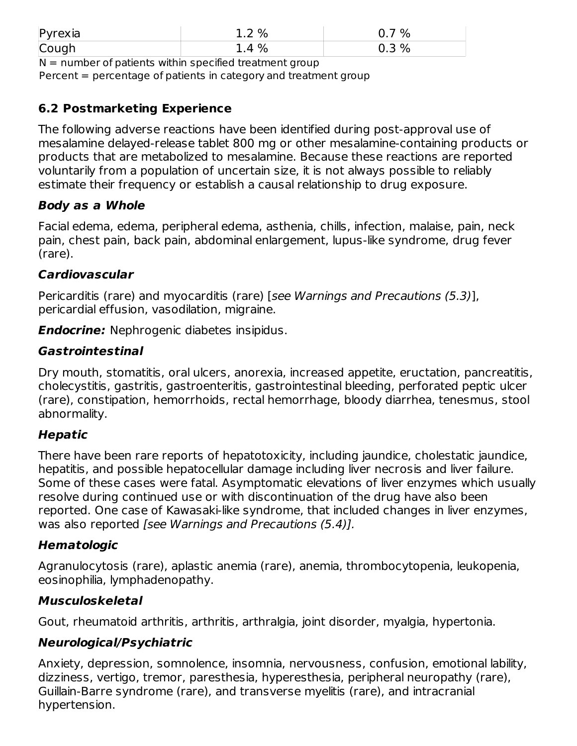| Pyrexia | 1.2 % | 0.7 % |
| --- | --- | --- |
| Cough | 1.4 % | 0.3 % |

N = number of patients within specified treatment group
Percent = percentage of patients in category and treatment group

## 6.2 Postmarketing Experience

The following adverse reactions have been identified during post-approval use of mesalamine delayed-release tablet 800 mg or other mesalamine-containing products or products that are metabolized to mesalamine. Because these reactions are reported voluntarily from a population of uncertain size, it is not always possible to reliably estimate their frequency or establish a causal relationship to drug exposure.

### *Body as a Whole*

Facial edema, edema, peripheral edema, asthenia, chills, infection, malaise, pain, neck pain, chest pain, back pain, abdominal enlargement, lupus-like syndrome, drug fever (rare).

### *Cardiovascular*

Pericarditis (rare) and myocarditis (rare) [*see Warnings and Precautions (5.3)*], pericardial effusion, vasodilation, migraine.

***Endocrine:*** Nephrogenic diabetes insipidus.

### *Gastrointestinal*

Dry mouth, stomatitis, oral ulcers, anorexia, increased appetite, eructation, pancreatitis, cholecystitis, gastritis, gastroenteritis, gastrointestinal bleeding, perforated peptic ulcer (rare), constipation, hemorrhoids, rectal hemorrhage, bloody diarrhea, tenesmus, stool abnormality.

### *Hepatic*

There have been rare reports of hepatotoxicity, including jaundice, cholestatic jaundice, hepatitis, and possible hepatocellular damage including liver necrosis and liver failure. Some of these cases were fatal. Asymptomatic elevations of liver enzymes which usually resolve during continued use or with discontinuation of the drug have also been reported. One case of Kawasaki-like syndrome, that included changes in liver enzymes, was also reported *[see Warnings and Precautions (5.4)].*

### *Hematologic*

Agranulocytosis (rare), aplastic anemia (rare), anemia, thrombocytopenia, leukopenia, eosinophilia, lymphadenopathy.

### *Musculoskeletal*

Gout, rheumatoid arthritis, arthritis, arthralgia, joint disorder, myalgia, hypertonia.

### *Neurological/Psychiatric*

Anxiety, depression, somnolence, insomnia, nervousness, confusion, emotional lability, dizziness, vertigo, tremor, paresthesia, hyperesthesia, peripheral neuropathy (rare), Guillain-Barre syndrome (rare), and transverse myelitis (rare), and intracranial hypertension.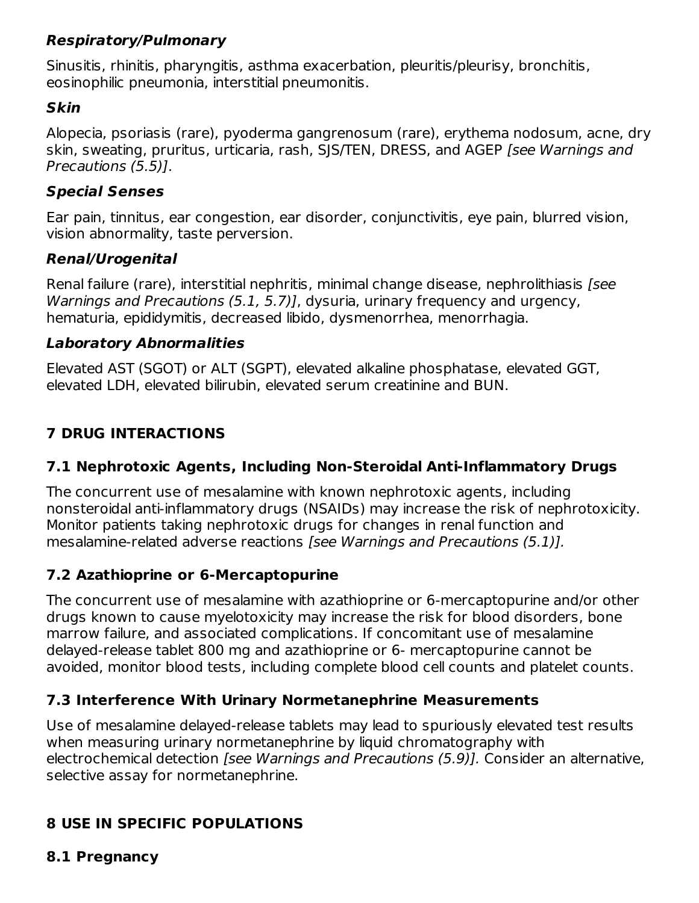**Respiratory/Pulmonary**

Sinusitis, rhinitis, pharyngitis, asthma exacerbation, pleuritis/pleurisy, bronchitis, eosinophilic pneumonia, interstitial pneumonitis.

**Skin**

Alopecia, psoriasis (rare), pyoderma gangrenosum (rare), erythema nodosum, acne, dry skin, sweating, pruritus, urticaria, rash, SJS/TEN, DRESS, and AGEP *[see Warnings and Precautions (5.5)]*.

**Special Senses**

Ear pain, tinnitus, ear congestion, ear disorder, conjunctivitis, eye pain, blurred vision, vision abnormality, taste perversion.

**Renal/Urogenital**

Renal failure (rare), interstitial nephritis, minimal change disease, nephrolithiasis *[see Warnings and Precautions (5.1, 5.7)]*, dysuria, urinary frequency and urgency, hematuria, epididymitis, decreased libido, dysmenorrhea, menorrhagia.

**Laboratory Abnormalities**

Elevated AST (SGOT) or ALT (SGPT), elevated alkaline phosphatase, elevated GGT, elevated LDH, elevated bilirubin, elevated serum creatinine and BUN.

## 7 DRUG INTERACTIONS

### 7.1 Nephrotoxic Agents, Including Non-Steroidal Anti-Inflammatory Drugs

The concurrent use of mesalamine with known nephrotoxic agents, including nonsteroidal anti-inflammatory drugs (NSAIDs) may increase the risk of nephrotoxicity. Monitor patients taking nephrotoxic drugs for changes in renal function and mesalamine-related adverse reactions *[see Warnings and Precautions (5.1)].*

### 7.2 Azathioprine or 6-Mercaptopurine

The concurrent use of mesalamine with azathioprine or 6-mercaptopurine and/or other drugs known to cause myelotoxicity may increase the risk for blood disorders, bone marrow failure, and associated complications. If concomitant use of mesalamine delayed-release tablet 800 mg and azathioprine or 6- mercaptopurine cannot be avoided, monitor blood tests, including complete blood cell counts and platelet counts.

### 7.3 Interference With Urinary Normetanephrine Measurements

Use of mesalamine delayed-release tablets may lead to spuriously elevated test results when measuring urinary normetanephrine by liquid chromatography with electrochemical detection *[see Warnings and Precautions (5.9)].* Consider an alternative, selective assay for normetanephrine.

## 8 USE IN SPECIFIC POPULATIONS

### 8.1 Pregnancy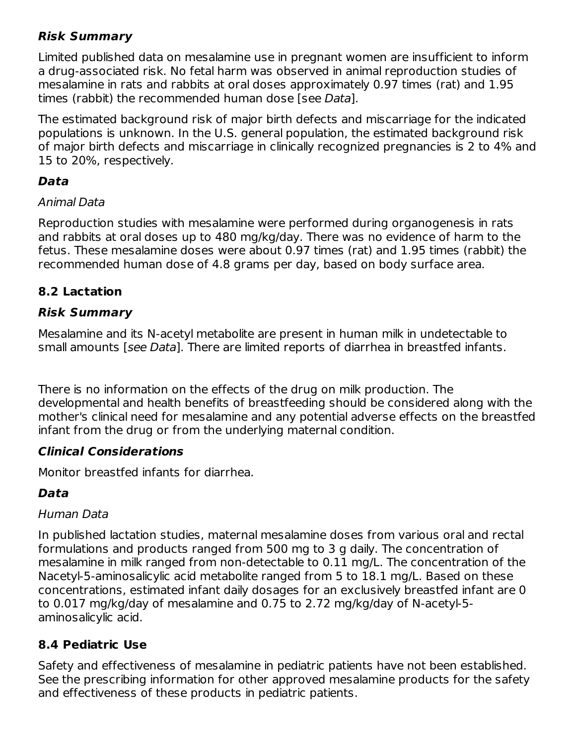### Risk Summary

Limited published data on mesalamine use in pregnant women are insufficient to inform a drug-associated risk. No fetal harm was observed in animal reproduction studies of mesalamine in rats and rabbits at oral doses approximately 0.97 times (rat) and 1.95 times (rabbit) the recommended human dose [see *Data*].

The estimated background risk of major birth defects and miscarriage for the indicated populations is unknown. In the U.S. general population, the estimated background risk of major birth defects and miscarriage in clinically recognized pregnancies is 2 to 4% and 15 to 20%, respectively.

### Data

*Animal Data*

Reproduction studies with mesalamine were performed during organogenesis in rats and rabbits at oral doses up to 480 mg/kg/day. There was no evidence of harm to the fetus. These mesalamine doses were about 0.97 times (rat) and 1.95 times (rabbit) the recommended human dose of 4.8 grams per day, based on body surface area.

## 8.2 Lactation

### Risk Summary

Mesalamine and its N-acetyl metabolite are present in human milk in undetectable to small amounts [*see Data*]. There are limited reports of diarrhea in breastfed infants.

There is no information on the effects of the drug on milk production. The developmental and health benefits of breastfeeding should be considered along with the mother's clinical need for mesalamine and any potential adverse effects on the breastfed infant from the drug or from the underlying maternal condition.

### Clinical Considerations

Monitor breastfed infants for diarrhea.

### Data

*Human Data*

In published lactation studies, maternal mesalamine doses from various oral and rectal formulations and products ranged from 500 mg to 3 g daily. The concentration of mesalamine in milk ranged from non-detectable to 0.11 mg/L. The concentration of the Nacetyl-5-aminosalicylic acid metabolite ranged from 5 to 18.1 mg/L. Based on these concentrations, estimated infant daily dosages for an exclusively breastfed infant are 0 to 0.017 mg/kg/day of mesalamine and 0.75 to 2.72 mg/kg/day of N-acetyl-5-aminosalicylic acid.

## 8.4 Pediatric Use

Safety and effectiveness of mesalamine in pediatric patients have not been established. See the prescribing information for other approved mesalamine products for the safety and effectiveness of these products in pediatric patients.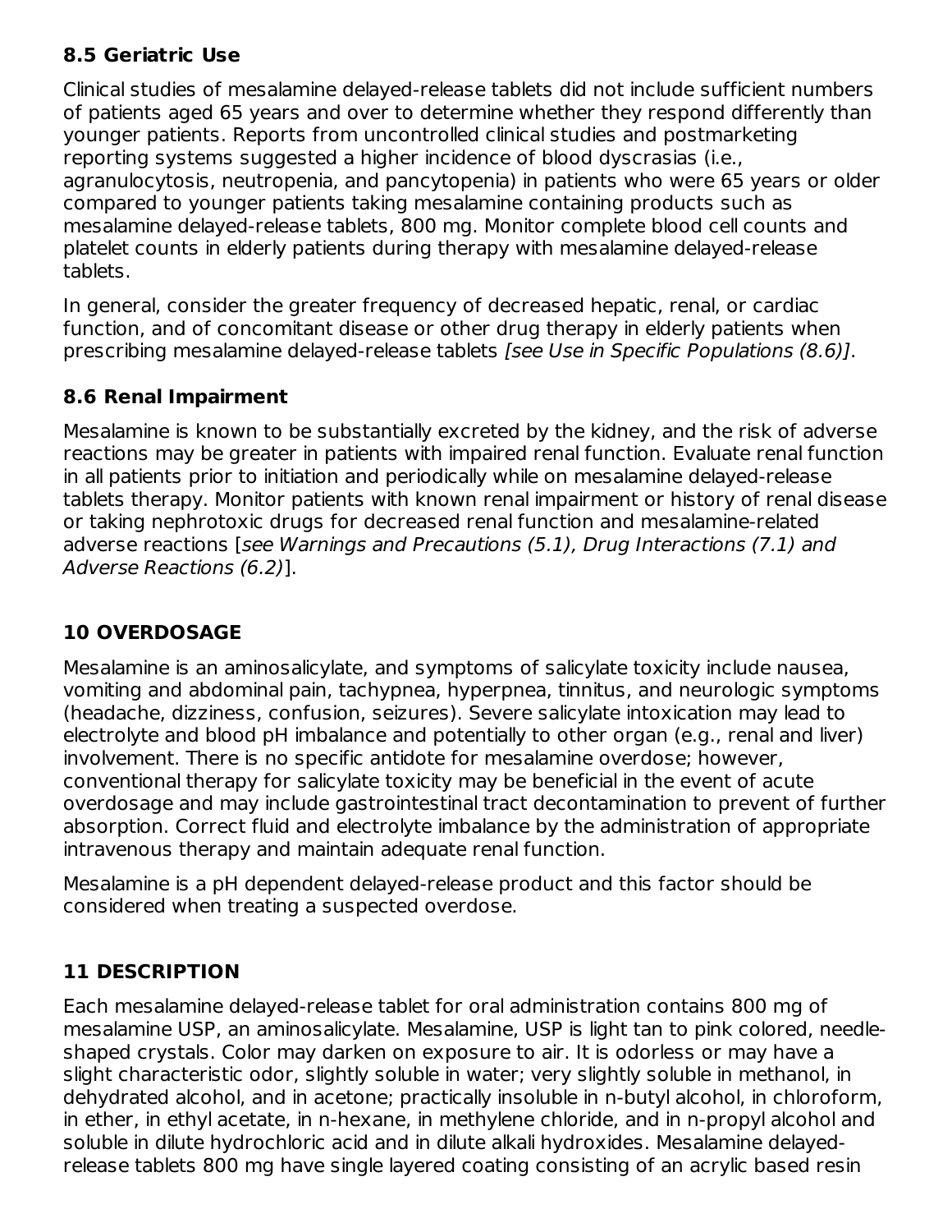### 8.5 Geriatric Use

Clinical studies of mesalamine delayed-release tablets did not include sufficient numbers of patients aged 65 years and over to determine whether they respond differently than younger patients. Reports from uncontrolled clinical studies and postmarketing reporting systems suggested a higher incidence of blood dyscrasias (i.e., agranulocytosis, neutropenia, and pancytopenia) in patients who were 65 years or older compared to younger patients taking mesalamine containing products such as mesalamine delayed-release tablets, 800 mg. Monitor complete blood cell counts and platelet counts in elderly patients during therapy with mesalamine delayed-release tablets.

In general, consider the greater frequency of decreased hepatic, renal, or cardiac function, and of concomitant disease or other drug therapy in elderly patients when prescribing mesalamine delayed-release tablets *[see Use in Specific Populations (8.6)]*.

### 8.6 Renal Impairment

Mesalamine is known to be substantially excreted by the kidney, and the risk of adverse reactions may be greater in patients with impaired renal function. Evaluate renal function in all patients prior to initiation and periodically while on mesalamine delayed-release tablets therapy. Monitor patients with known renal impairment or history of renal disease or taking nephrotoxic drugs for decreased renal function and mesalamine-related adverse reactions [*see Warnings and Precautions (5.1), Drug Interactions (7.1) and Adverse Reactions (6.2)*].

## 10 OVERDOSAGE

Mesalamine is an aminosalicylate, and symptoms of salicylate toxicity include nausea, vomiting and abdominal pain, tachypnea, hyperpnea, tinnitus, and neurologic symptoms (headache, dizziness, confusion, seizures). Severe salicylate intoxication may lead to electrolyte and blood pH imbalance and potentially to other organ (e.g., renal and liver) involvement. There is no specific antidote for mesalamine overdose; however, conventional therapy for salicylate toxicity may be beneficial in the event of acute overdosage and may include gastrointestinal tract decontamination to prevent of further absorption. Correct fluid and electrolyte imbalance by the administration of appropriate intravenous therapy and maintain adequate renal function.

Mesalamine is a pH dependent delayed-release product and this factor should be considered when treating a suspected overdose.

## 11 DESCRIPTION

Each mesalamine delayed-release tablet for oral administration contains 800 mg of mesalamine USP, an aminosalicylate. Mesalamine, USP is light tan to pink colored, needle-shaped crystals. Color may darken on exposure to air. It is odorless or may have a slight characteristic odor, slightly soluble in water; very slightly soluble in methanol, in dehydrated alcohol, and in acetone; practically insoluble in n-butyl alcohol, in chloroform, in ether, in ethyl acetate, in n-hexane, in methylene chloride, and in n-propyl alcohol and soluble in dilute hydrochloric acid and in dilute alkali hydroxides. Mesalamine delayed-release tablets 800 mg have single layered coating consisting of an acrylic based resin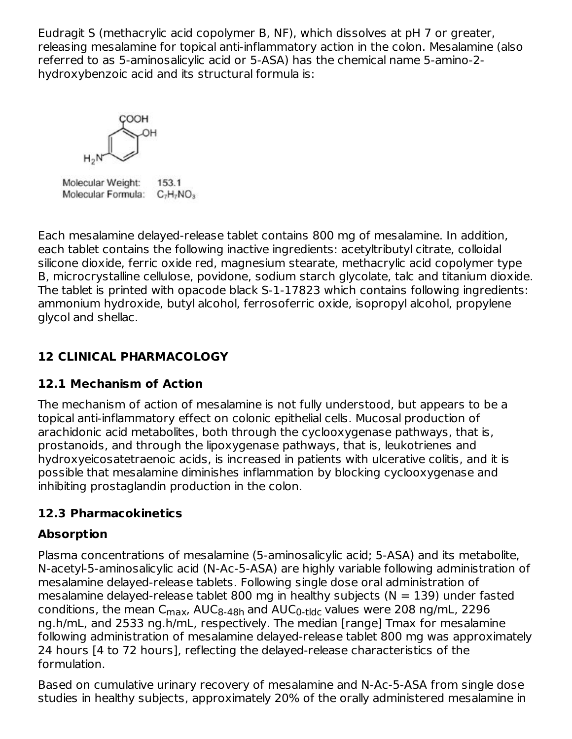Eudragit S (methacrylic acid copolymer B, NF), which dissolves at pH 7 or greater, releasing mesalamine for topical anti-inflammatory action in the colon. Mesalamine (also referred to as 5-aminosalicylic acid or 5-ASA) has the chemical name 5-amino-2-hydroxybenzoic acid and its structural formula is:

Molecular Weight: 153.1
Molecular Formula: $C_7H_7NO_3$

Each mesalamine delayed-release tablet contains 800 mg of mesalamine. In addition, each tablet contains the following inactive ingredients: acetyltributyl citrate, colloidal silicone dioxide, ferric oxide red, magnesium stearate, methacrylic acid copolymer type B, microcrystalline cellulose, povidone, sodium starch glycolate, talc and titanium dioxide. The tablet is printed with opacode black S-1-17823 which contains following ingredients: ammonium hydroxide, butyl alcohol, ferrosoferric oxide, isopropyl alcohol, propylene glycol and shellac.

## 12 CLINICAL PHARMACOLOGY

### 12.1 Mechanism of Action

The mechanism of action of mesalamine is not fully understood, but appears to be a topical anti-inflammatory effect on colonic epithelial cells. Mucosal production of arachidonic acid metabolites, both through the cyclooxygenase pathways, that is, prostanoids, and through the lipoxygenase pathways, that is, leukotrienes and hydroxyeicosatetraenoic acids, is increased in patients with ulcerative colitis, and it is possible that mesalamine diminishes inflammation by blocking cyclooxygenase and inhibiting prostaglandin production in the colon.

### 12.3 Pharmacokinetics

#### Absorption

Plasma concentrations of mesalamine (5-aminosalicylic acid; 5-ASA) and its metabolite, N-acetyl-5-aminosalicylic acid (N-Ac-5-ASA) are highly variable following administration of mesalamine delayed-release tablets. Following single dose oral administration of mesalamine delayed-release tablet 800 mg in healthy subjects (N = 139) under fasted conditions, the mean $C_{max}$, $AUC_{8\text{-}48h}$ and $AUC_{0\text{-}tldc}$ values were 208 ng/mL, 2296 ng.h/mL, and 2533 ng.h/mL, respectively. The median [range] Tmax for mesalamine following administration of mesalamine delayed-release tablet 800 mg was approximately 24 hours [4 to 72 hours], reflecting the delayed-release characteristics of the formulation.

Based on cumulative urinary recovery of mesalamine and N-Ac-5-ASA from single dose studies in healthy subjects, approximately 20% of the orally administered mesalamine in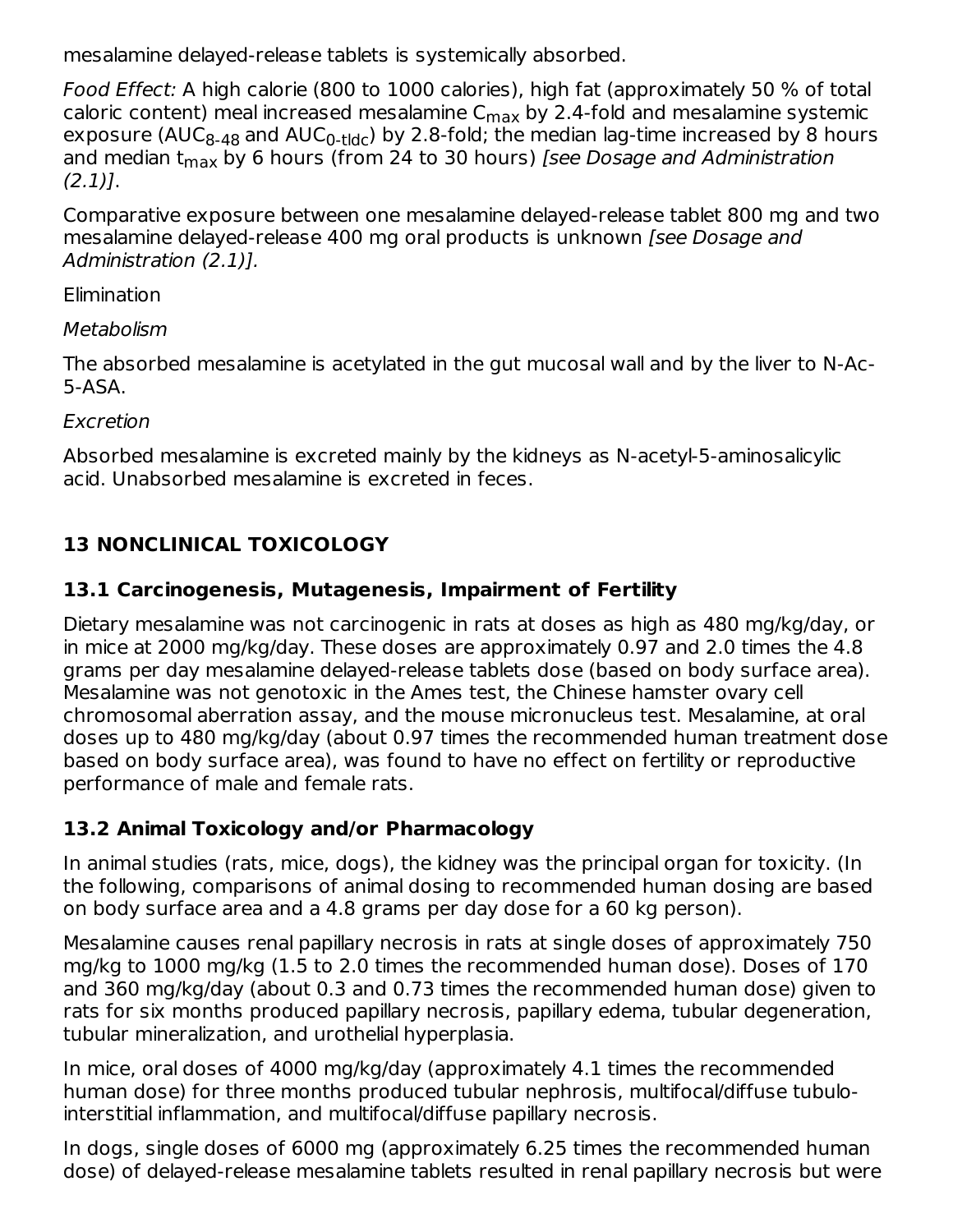mesalamine delayed-release tablets is systemically absorbed.

*Food Effect:* A high calorie (800 to 1000 calories), high fat (approximately 50 % of total caloric content) meal increased mesalamine $C_{max}$ by 2.4-fold and mesalamine systemic exposure ($AUC_{8\text{-}48}$ and $AUC_{0\text{-tldc}}$) by 2.8-fold; the median lag-time increased by 8 hours and median $t_{max}$ by 6 hours (from 24 to 30 hours) *[see Dosage and Administration (2.1)]*.

Comparative exposure between one mesalamine delayed-release tablet 800 mg and two mesalamine delayed-release 400 mg oral products is unknown *[see Dosage and Administration (2.1)].*

Elimination

*Metabolism*

The absorbed mesalamine is acetylated in the gut mucosal wall and by the liver to N-Ac-5-ASA.

*Excretion*

Absorbed mesalamine is excreted mainly by the kidneys as N-acetyl-5-aminosalicylic acid. Unabsorbed mesalamine is excreted in feces.

## 13 NONCLINICAL TOXICOLOGY

### 13.1 Carcinogenesis, Mutagenesis, Impairment of Fertility

Dietary mesalamine was not carcinogenic in rats at doses as high as 480 mg/kg/day, or in mice at 2000 mg/kg/day. These doses are approximately 0.97 and 2.0 times the 4.8 grams per day mesalamine delayed-release tablets dose (based on body surface area). Mesalamine was not genotoxic in the Ames test, the Chinese hamster ovary cell chromosomal aberration assay, and the mouse micronucleus test. Mesalamine, at oral doses up to 480 mg/kg/day (about 0.97 times the recommended human treatment dose based on body surface area), was found to have no effect on fertility or reproductive performance of male and female rats.

### 13.2 Animal Toxicology and/or Pharmacology

In animal studies (rats, mice, dogs), the kidney was the principal organ for toxicity. (In the following, comparisons of animal dosing to recommended human dosing are based on body surface area and a 4.8 grams per day dose for a 60 kg person).

Mesalamine causes renal papillary necrosis in rats at single doses of approximately 750 mg/kg to 1000 mg/kg (1.5 to 2.0 times the recommended human dose). Doses of 170 and 360 mg/kg/day (about 0.3 and 0.73 times the recommended human dose) given to rats for six months produced papillary necrosis, papillary edema, tubular degeneration, tubular mineralization, and urothelial hyperplasia.

In mice, oral doses of 4000 mg/kg/day (approximately 4.1 times the recommended human dose) for three months produced tubular nephrosis, multifocal/diffuse tubulo-interstitial inflammation, and multifocal/diffuse papillary necrosis.

In dogs, single doses of 6000 mg (approximately 6.25 times the recommended human dose) of delayed-release mesalamine tablets resulted in renal papillary necrosis but were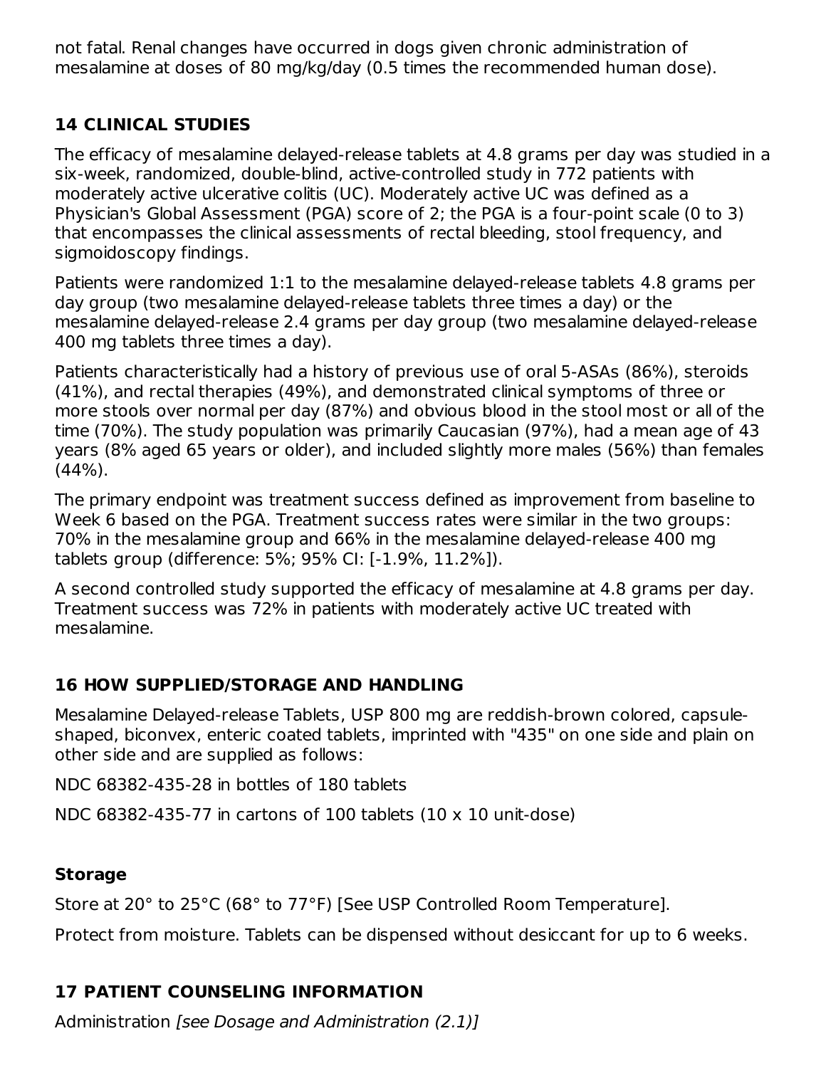not fatal. Renal changes have occurred in dogs given chronic administration of mesalamine at doses of 80 mg/kg/day (0.5 times the recommended human dose).

## 14 CLINICAL STUDIES

The efficacy of mesalamine delayed-release tablets at 4.8 grams per day was studied in a six-week, randomized, double-blind, active-controlled study in 772 patients with moderately active ulcerative colitis (UC). Moderately active UC was defined as a Physician's Global Assessment (PGA) score of 2; the PGA is a four-point scale (0 to 3) that encompasses the clinical assessments of rectal bleeding, stool frequency, and sigmoidoscopy findings.

Patients were randomized 1:1 to the mesalamine delayed-release tablets 4.8 grams per day group (two mesalamine delayed-release tablets three times a day) or the mesalamine delayed-release 2.4 grams per day group (two mesalamine delayed-release 400 mg tablets three times a day).

Patients characteristically had a history of previous use of oral 5-ASAs (86%), steroids (41%), and rectal therapies (49%), and demonstrated clinical symptoms of three or more stools over normal per day (87%) and obvious blood in the stool most or all of the time (70%). The study population was primarily Caucasian (97%), had a mean age of 43 years (8% aged 65 years or older), and included slightly more males (56%) than females (44%).

The primary endpoint was treatment success defined as improvement from baseline to Week 6 based on the PGA. Treatment success rates were similar in the two groups: 70% in the mesalamine group and 66% in the mesalamine delayed-release 400 mg tablets group (difference: 5%; 95% CI: [-1.9%, 11.2%]).

A second controlled study supported the efficacy of mesalamine at 4.8 grams per day. Treatment success was 72% in patients with moderately active UC treated with mesalamine.

## 16 HOW SUPPLIED/STORAGE AND HANDLING

Mesalamine Delayed-release Tablets, USP 800 mg are reddish-brown colored, capsule-shaped, biconvex, enteric coated tablets, imprinted with "435" on one side and plain on other side and are supplied as follows:

NDC 68382-435-28 in bottles of 180 tablets

NDC 68382-435-77 in cartons of 100 tablets (10 x 10 unit-dose)

### Storage

Store at 20° to 25°C (68° to 77°F) [See USP Controlled Room Temperature].

Protect from moisture. Tablets can be dispensed without desiccant for up to 6 weeks.

## 17 PATIENT COUNSELING INFORMATION

Administration *[see Dosage and Administration (2.1)]*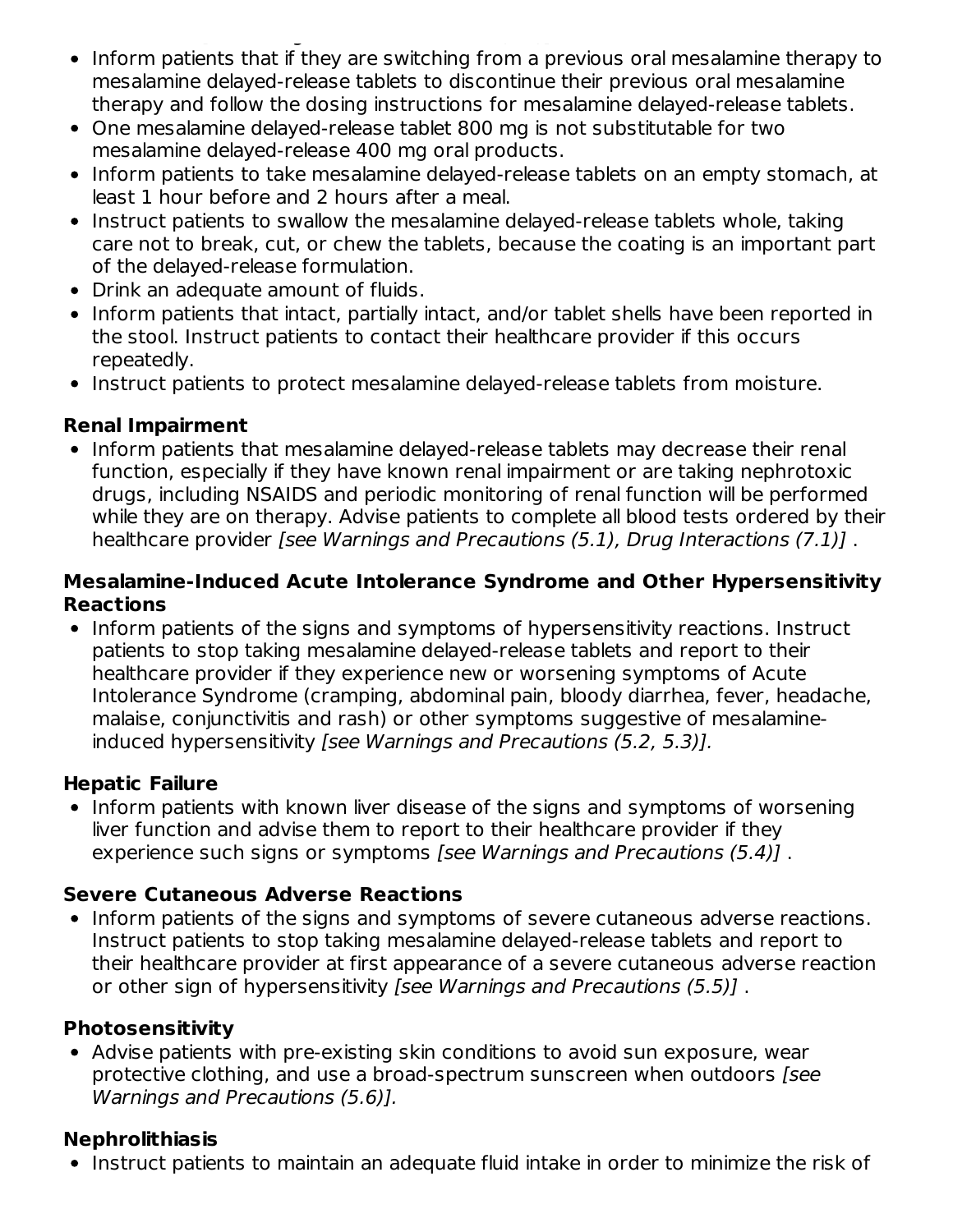- Inform patients that if they are switching from a previous oral mesalamine therapy to mesalamine delayed-release tablets to discontinue their previous oral mesalamine therapy and follow the dosing instructions for mesalamine delayed-release tablets.
- One mesalamine delayed-release tablet 800 mg is not substitutable for two mesalamine delayed-release 400 mg oral products.
- Inform patients to take mesalamine delayed-release tablets on an empty stomach, at least 1 hour before and 2 hours after a meal.
- Instruct patients to swallow the mesalamine delayed-release tablets whole, taking care not to break, cut, or chew the tablets, because the coating is an important part of the delayed-release formulation.
- Drink an adequate amount of fluids.
- Inform patients that intact, partially intact, and/or tablet shells have been reported in the stool. Instruct patients to contact their healthcare provider if this occurs repeatedly.
- Instruct patients to protect mesalamine delayed-release tablets from moisture.

**Renal Impairment**

- Inform patients that mesalamine delayed-release tablets may decrease their renal function, especially if they have known renal impairment or are taking nephrotoxic drugs, including NSAIDS and periodic monitoring of renal function will be performed while they are on therapy. Advise patients to complete all blood tests ordered by their healthcare provider *[see Warnings and Precautions (5.1), Drug Interactions (7.1)]* .

**Mesalamine-Induced Acute Intolerance Syndrome and Other Hypersensitivity Reactions**

- Inform patients of the signs and symptoms of hypersensitivity reactions. Instruct patients to stop taking mesalamine delayed-release tablets and report to their healthcare provider if they experience new or worsening symptoms of Acute Intolerance Syndrome (cramping, abdominal pain, bloody diarrhea, fever, headache, malaise, conjunctivitis and rash) or other symptoms suggestive of mesalamine-induced hypersensitivity *[see Warnings and Precautions (5.2, 5.3)].*

**Hepatic Failure**

- Inform patients with known liver disease of the signs and symptoms of worsening liver function and advise them to report to their healthcare provider if they experience such signs or symptoms *[see Warnings and Precautions (5.4)]* .

**Severe Cutaneous Adverse Reactions**

- Inform patients of the signs and symptoms of severe cutaneous adverse reactions. Instruct patients to stop taking mesalamine delayed-release tablets and report to their healthcare provider at first appearance of a severe cutaneous adverse reaction or other sign of hypersensitivity *[see Warnings and Precautions (5.5)]* .

**Photosensitivity**

- Advise patients with pre-existing skin conditions to avoid sun exposure, wear protective clothing, and use a broad-spectrum sunscreen when outdoors *[see Warnings and Precautions (5.6)].*

**Nephrolithiasis**

- Instruct patients to maintain an adequate fluid intake in order to minimize the risk of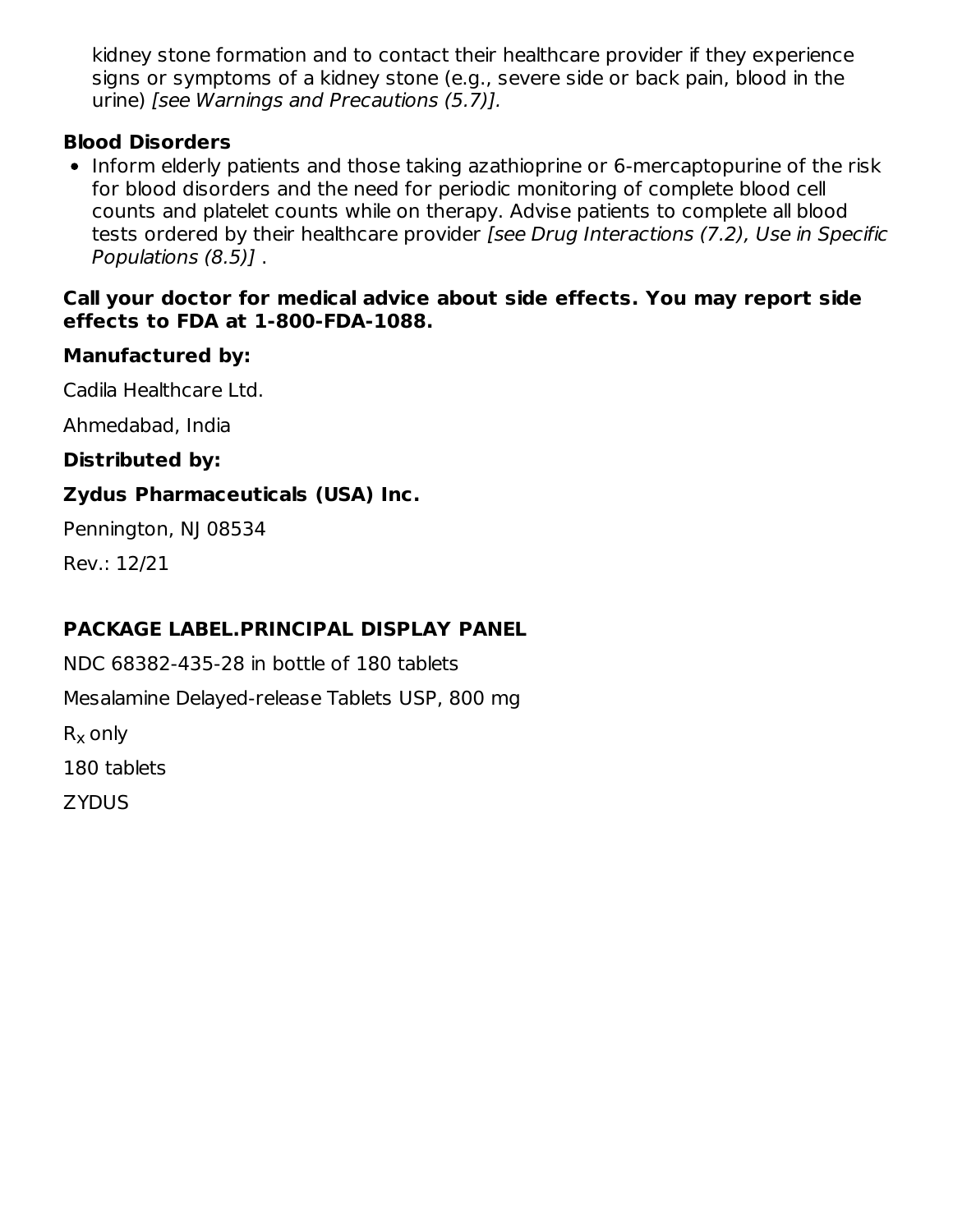kidney stone formation and to contact their healthcare provider if they experience signs or symptoms of a kidney stone (e.g., severe side or back pain, blood in the urine) *[see Warnings and Precautions (5.7)].*

**Blood Disorders**

- Inform elderly patients and those taking azathioprine or 6-mercaptopurine of the risk for blood disorders and the need for periodic monitoring of complete blood cell counts and platelet counts while on therapy. Advise patients to complete all blood tests ordered by their healthcare provider *[see Drug Interactions (7.2), Use in Specific Populations (8.5)]* .

**Call your doctor for medical advice about side effects. You may report side effects to FDA at 1-800-FDA-1088.**

**Manufactured by:**

Cadila Healthcare Ltd.

Ahmedabad, India

**Distributed by:**

**Zydus Pharmaceuticals (USA) Inc.**

Pennington, NJ 08534

Rev.: 12/21

## PACKAGE LABEL.PRINCIPAL DISPLAY PANEL

NDC 68382-435-28 in bottle of 180 tablets

Mesalamine Delayed-release Tablets USP, 800 mg

$R_x$ only

180 tablets

ZYDUS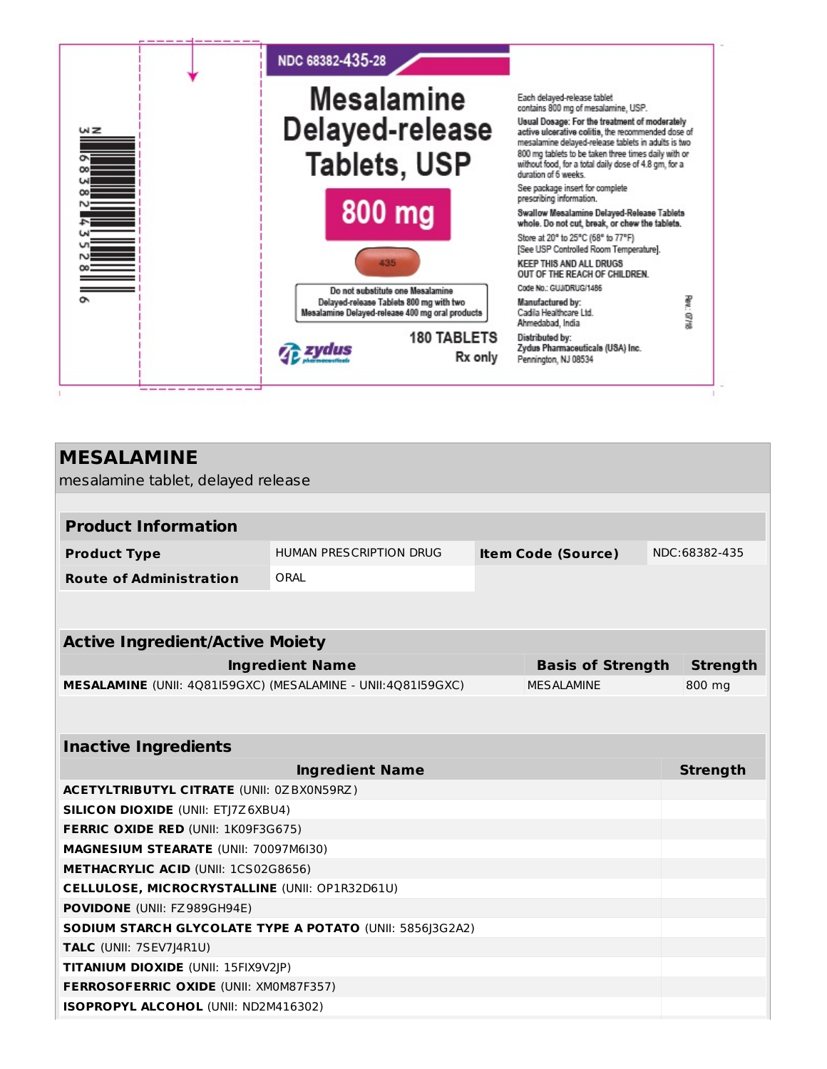NDC 68382-435-28

# Mesalamine Delayed-release Tablets, USP

**800 mg**

435

Do not substitute one Mesalamine Delayed-release Tablets 800 mg with two Mesalamine Delayed-release 400 mg oral products

zydus pharmaceuticals

180 TABLETS

Rx only

Each delayed-release tablet contains 800 mg of mesalamine, USP.

**Usual Dosage:** For the treatment of moderately active ulcerative colitis, the recommended dose of mesalamine delayed-release tablets in adults is two 800 mg tablets to be taken three times daily with or without food, for a total daily dose of 4.8 gm, for a duration of 6 weeks.

See package insert for complete prescribing information.

**Swallow Mesalamine Delayed-Release Tablets whole. Do not cut, break, or chew the tablets.**

Store at 20° to 25°C (68° to 77°F) [See USP Controlled Room Temperature].

**KEEP THIS AND ALL DRUGS OUT OF THE REACH OF CHILDREN.**

Code No.: GUJ/DRUG/1486

Manufactured by: Cadila Healthcare Ltd. Ahmedabad, India

Distributed by: Zydus Pharmaceuticals (USA) Inc. Pennington, NJ 08534

Rev.: 07/18

N 3 68382 43528 9

## MESALAMINE

mesalamine tablet, delayed release

| **Product Information** | | | |
|---|---|---|---|
| **Product Type** | HUMAN PRESCRIPTION DRUG | **Item Code (Source)** | NDC:68382-435 |
| **Route of Administration** | ORAL | | |

| **Active Ingredient/Active Moiety** | | |
|---|---|---|
| **Ingredient Name** | **Basis of Strength** | **Strength** |
| **MESALAMINE** (UNII: 4Q81I59GXC) (MESALAMINE - UNII:4Q81I59GXC) | MESALAMINE | 800 mg |

| **Inactive Ingredients** | |
|---|---|
| **Ingredient Name** | **Strength** |
| **ACETYLTRIBUTYL CITRATE** (UNII: 0ZBX0N59RZ) | |
| **SILICON DIOXIDE** (UNII: ETJ7Z6XBU4) | |
| **FERRIC OXIDE RED** (UNII: 1K09F3G675) | |
| **MAGNESIUM STEARATE** (UNII: 70097M6I30) | |
| **METHACRYLIC ACID** (UNII: 1CS02G8656) | |
| **CELLULOSE, MICROCRYSTALLINE** (UNII: OP1R32D61U) | |
| **POVIDONE** (UNII: FZ989GH94E) | |
| **SODIUM STARCH GLYCOLATE TYPE A POTATO** (UNII: 5856J3G2A2) | |
| **TALC** (UNII: 7SEV7J4R1U) | |
| **TITANIUM DIOXIDE** (UNII: 15FIX9V2JP) | |
| **FERROSOFERRIC OXIDE** (UNII: XM0M87F357) | |
| **ISOPROPYL ALCOHOL** (UNII: ND2M416302) | |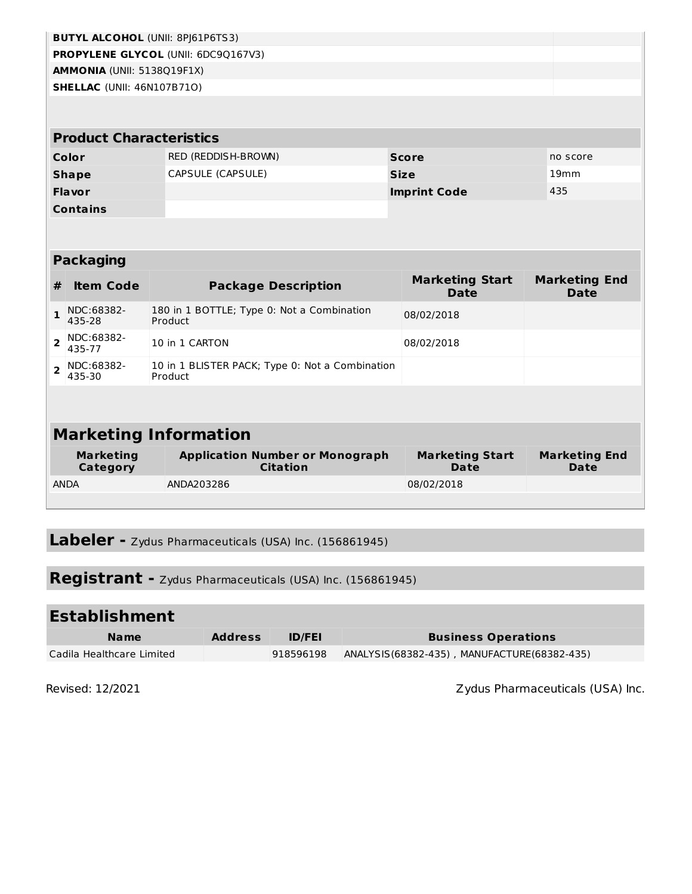| | |
|---|---|
| **BUTYL ALCOHOL** (UNII: 8PJ61P6TS3) | |
| **PROPYLENE GLYCOL** (UNII: 6DC9Q167V3) | |
| **AMMONIA** (UNII: 5138Q19F1X) | |
| **SHELLAC** (UNII: 46N107B71O) | |

| Product Characteristics | | | |
|---|---|---|---|
| **Color** | RED (REDDISH-BROWN) | **Score** | no score |
| **Shape** | CAPSULE (CAPSULE) | **Size** | 19mm |
| **Flavor** | | **Imprint Code** | 435 |
| **Contains** | | | |

**Packaging**

| # | Item Code | Package Description | Marketing Start Date | Marketing End Date |
|---|---|---|---|---|
| 1 | NDC:68382-435-28 | 180 in 1 BOTTLE; Type 0: Not a Combination Product | 08/02/2018 | |
| 2 | NDC:68382-435-77 | 10 in 1 CARTON | 08/02/2018 | |
| 2 | NDC:68382-435-30 | 10 in 1 BLISTER PACK; Type 0: Not a Combination Product | | |

## Marketing Information

| Marketing Category | Application Number or Monograph Citation | Marketing Start Date | Marketing End Date |
|---|---|---|---|
| ANDA | ANDA203286 | 08/02/2018 | |

## Labeler - Zydus Pharmaceuticals (USA) Inc. (156861945)

## Registrant - Zydus Pharmaceuticals (USA) Inc. (156861945)

## Establishment

| Name | Address | ID/FEI | Business Operations |
|---|---|---|---|
| Cadila Healthcare Limited | | 918596198 | ANALYSIS(68382-435) , MANUFACTURE(68382-435) |

Revised: 12/2021

Zydus Pharmaceuticals (USA) Inc.